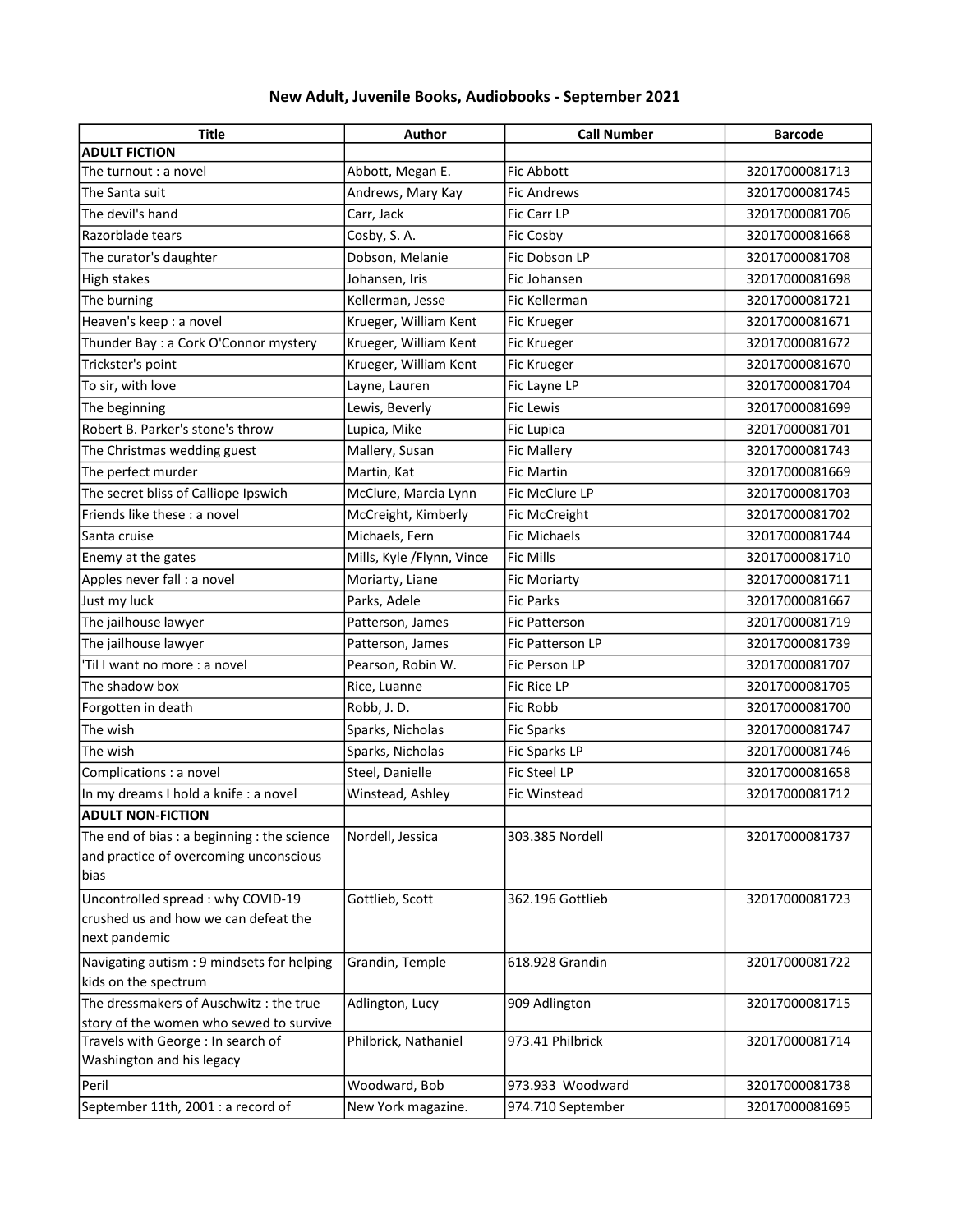# New Adult, Juvenile Books, Audiobooks - September 2021

| Title | Author | Call Number | Barcode |
|---|---|---|---|
| **ADULT FICTION** | | | |
| The turnout : a novel | Abbott, Megan E. | Fic Abbott | 32017000081713 |
| The Santa suit | Andrews, Mary Kay | Fic Andrews | 32017000081745 |
| The devil's hand | Carr, Jack | Fic Carr LP | 32017000081706 |
| Razorblade tears | Cosby, S. A. | Fic Cosby | 32017000081668 |
| The curator's daughter | Dobson, Melanie | Fic Dobson LP | 32017000081708 |
| High stakes | Johansen, Iris | Fic Johansen | 32017000081698 |
| The burning | Kellerman, Jesse | Fic Kellerman | 32017000081721 |
| Heaven's keep : a novel | Krueger, William Kent | Fic Krueger | 32017000081671 |
| Thunder Bay : a Cork O'Connor mystery | Krueger, William Kent | Fic Krueger | 32017000081672 |
| Trickster's point | Krueger, William Kent | Fic Krueger | 32017000081670 |
| To sir, with love | Layne, Lauren | Fic Layne LP | 32017000081704 |
| The beginning | Lewis, Beverly | Fic Lewis | 32017000081699 |
| Robert B. Parker's stone's throw | Lupica, Mike | Fic Lupica | 32017000081701 |
| The Christmas wedding guest | Mallery, Susan | Fic Mallery | 32017000081743 |
| The perfect murder | Martin, Kat | Fic Martin | 32017000081669 |
| The secret bliss of Calliope Ipswich | McClure, Marcia Lynn | Fic McClure LP | 32017000081703 |
| Friends like these : a novel | McCreight, Kimberly | Fic McCreight | 32017000081702 |
| Santa cruise | Michaels, Fern | Fic Michaels | 32017000081744 |
| Enemy at the gates | Mills, Kyle /Flynn, Vince | Fic Mills | 32017000081710 |
| Apples never fall : a novel | Moriarty, Liane | Fic Moriarty | 32017000081711 |
| Just my luck | Parks, Adele | Fic Parks | 32017000081667 |
| The jailhouse lawyer | Patterson, James | Fic Patterson | 32017000081719 |
| The jailhouse lawyer | Patterson, James | Fic Patterson LP | 32017000081739 |
| 'Til I want no more : a novel | Pearson, Robin W. | Fic Person LP | 32017000081707 |
| The shadow box | Rice, Luanne | Fic Rice LP | 32017000081705 |
| Forgotten in death | Robb, J. D. | Fic Robb | 32017000081700 |
| The wish | Sparks, Nicholas | Fic Sparks | 32017000081747 |
| The wish | Sparks, Nicholas | Fic Sparks LP | 32017000081746 |
| Complications : a novel | Steel, Danielle | Fic Steel LP | 32017000081658 |
| In my dreams I hold a knife : a novel | Winstead, Ashley | Fic Winstead | 32017000081712 |
| **ADULT NON-FICTION** | | | |
| The end of bias : a beginning : the science and practice of overcoming unconscious bias | Nordell, Jessica | 303.385 Nordell | 32017000081737 |
| Uncontrolled spread : why COVID-19 crushed us and how we can defeat the next pandemic | Gottlieb, Scott | 362.196 Gottlieb | 32017000081723 |
| Navigating autism : 9 mindsets for helping kids on the spectrum | Grandin, Temple | 618.928 Grandin | 32017000081722 |
| The dressmakers of Auschwitz : the true story of the women who sewed to survive | Adlington, Lucy | 909 Adlington | 32017000081715 |
| Travels with George : In search of Washington and his legacy | Philbrick, Nathaniel | 973.41 Philbrick | 32017000081714 |
| Peril | Woodward, Bob | 973.933 Woodward | 32017000081738 |
| September 11th, 2001 : a record of | New York magazine. | 974.710 September | 32017000081695 |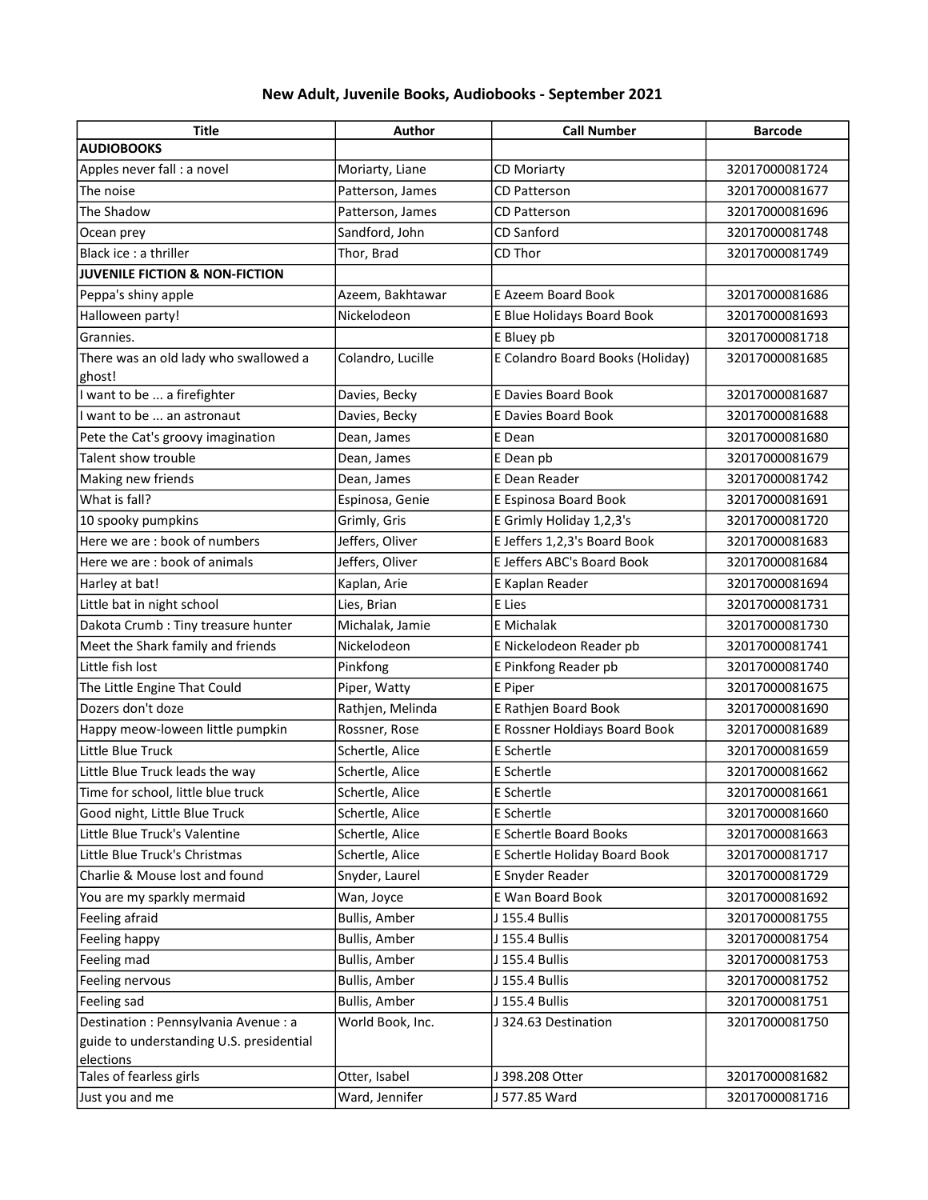# New Adult, Juvenile Books, Audiobooks - September 2021

| Title | Author | Call Number | Barcode |
|---|---|---|---|
| **AUDIOBOOKS** | | | |
| Apples never fall : a novel | Moriarty, Liane | CD Moriarty | 32017000081724 |
| The noise | Patterson, James | CD Patterson | 32017000081677 |
| The Shadow | Patterson, James | CD Patterson | 32017000081696 |
| Ocean prey | Sandford, John | CD Sanford | 32017000081748 |
| Black ice : a thriller | Thor, Brad | CD Thor | 32017000081749 |
| **JUVENILE FICTION & NON-FICTION** | | | |
| Peppa's shiny apple | Azeem, Bakhtawar | E Azeem Board Book | 32017000081686 |
| Halloween party! | Nickelodeon | E Blue Holidays Board Book | 32017000081693 |
| Grannies. | | E Bluey pb | 32017000081718 |
| There was an old lady who swallowed a ghost! | Colandro, Lucille | E Colandro Board Books (Holiday) | 32017000081685 |
| I want to be ... a firefighter | Davies, Becky | E Davies Board Book | 32017000081687 |
| I want to be ... an astronaut | Davies, Becky | E Davies Board Book | 32017000081688 |
| Pete the Cat's groovy imagination | Dean, James | E Dean | 32017000081680 |
| Talent show trouble | Dean, James | E Dean pb | 32017000081679 |
| Making new friends | Dean, James | E Dean Reader | 32017000081742 |
| What is fall? | Espinosa, Genie | E Espinosa Board Book | 32017000081691 |
| 10 spooky pumpkins | Grimly, Gris | E Grimly Holiday 1,2,3's | 32017000081720 |
| Here we are : book of numbers | Jeffers, Oliver | E Jeffers 1,2,3's Board Book | 32017000081683 |
| Here we are : book of animals | Jeffers, Oliver | E Jeffers ABC's Board Book | 32017000081684 |
| Harley at bat! | Kaplan, Arie | E Kaplan Reader | 32017000081694 |
| Little bat in night school | Lies, Brian | E Lies | 32017000081731 |
| Dakota Crumb : Tiny treasure hunter | Michalak, Jamie | E Michalak | 32017000081730 |
| Meet the Shark family and friends | Nickelodeon | E Nickelodeon Reader pb | 32017000081741 |
| Little fish lost | Pinkfong | E Pinkfong Reader pb | 32017000081740 |
| The Little Engine That Could | Piper, Watty | E Piper | 32017000081675 |
| Dozers don't doze | Rathjen, Melinda | E Rathjen Board Book | 32017000081690 |
| Happy meow-loween little pumpkin | Rossner, Rose | E Rossner Holdiays Board Book | 32017000081689 |
| Little Blue Truck | Schertle, Alice | E Schertle | 32017000081659 |
| Little Blue Truck leads the way | Schertle, Alice | E Schertle | 32017000081662 |
| Time for school, little blue truck | Schertle, Alice | E Schertle | 32017000081661 |
| Good night, Little Blue Truck | Schertle, Alice | E Schertle | 32017000081660 |
| Little Blue Truck's Valentine | Schertle, Alice | E Schertle Board Books | 32017000081663 |
| Little Blue Truck's Christmas | Schertle, Alice | E Schertle Holiday Board Book | 32017000081717 |
| Charlie & Mouse lost and found | Snyder, Laurel | E Snyder Reader | 32017000081729 |
| You are my sparkly mermaid | Wan, Joyce | E Wan Board Book | 32017000081692 |
| Feeling afraid | Bullis, Amber | J 155.4 Bullis | 32017000081755 |
| Feeling happy | Bullis, Amber | J 155.4 Bullis | 32017000081754 |
| Feeling mad | Bullis, Amber | J 155.4 Bullis | 32017000081753 |
| Feeling nervous | Bullis, Amber | J 155.4 Bullis | 32017000081752 |
| Feeling sad | Bullis, Amber | J 155.4 Bullis | 32017000081751 |
| Destination : Pennsylvania Avenue : a guide to understanding U.S. presidential elections | World Book, Inc. | J 324.63 Destination | 32017000081750 |
| Tales of fearless girls | Otter, Isabel | J 398.208 Otter | 32017000081682 |
| Just you and me | Ward, Jennifer | J 577.85 Ward | 32017000081716 |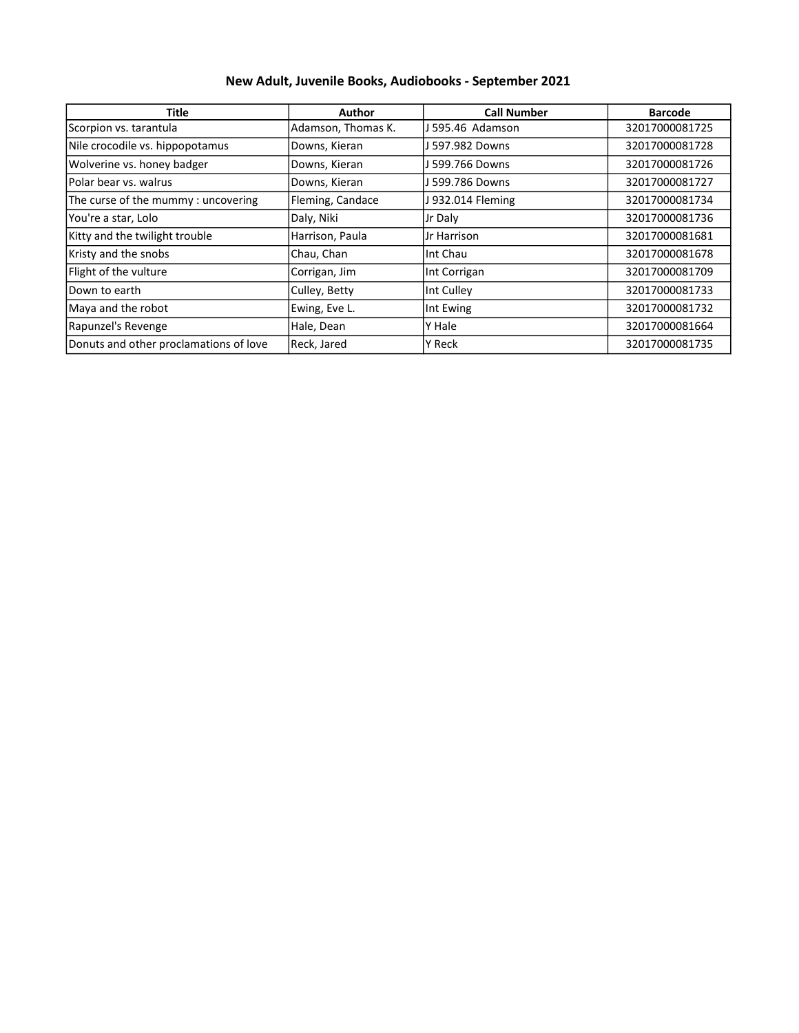## New Adult, Juvenile Books, Audiobooks - September 2021

| Title | Author | Call Number | Barcode |
|---|---|---|---|
| Scorpion vs. tarantula | Adamson, Thomas K. | J 595.46  Adamson | 32017000081725 |
| Nile crocodile vs. hippopotamus | Downs, Kieran | J 597.982 Downs | 32017000081728 |
| Wolverine vs. honey badger | Downs, Kieran | J 599.766 Downs | 32017000081726 |
| Polar bear vs. walrus | Downs, Kieran | J 599.786 Downs | 32017000081727 |
| The curse of the mummy : uncovering | Fleming, Candace | J 932.014 Fleming | 32017000081734 |
| You're a star, Lolo | Daly, Niki | Jr Daly | 32017000081736 |
| Kitty and the twilight trouble | Harrison, Paula | Jr Harrison | 32017000081681 |
| Kristy and the snobs | Chau, Chan | Int Chau | 32017000081678 |
| Flight of the vulture | Corrigan, Jim | Int Corrigan | 32017000081709 |
| Down to earth | Culley, Betty | Int Culley | 32017000081733 |
| Maya and the robot | Ewing, Eve L. | Int Ewing | 32017000081732 |
| Rapunzel's Revenge | Hale, Dean | Y Hale | 32017000081664 |
| Donuts and other proclamations of love | Reck, Jared | Y Reck | 32017000081735 |